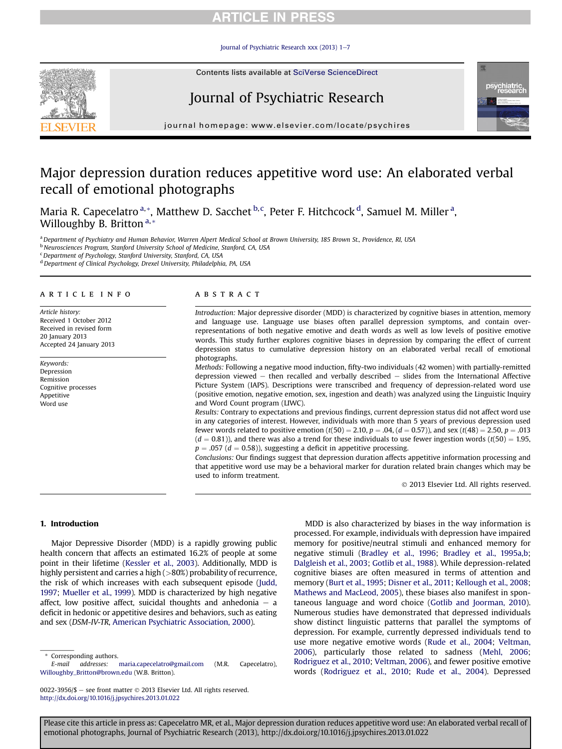# Major depression duration reduces appetitive word use: An elaborated verbal recall of emotional photographs

Maria R. Capecelatro [a,*], Matthew D. Sacchet [b,c], Peter F. Hitchcock [d], Samuel M. Miller [a], Willoughby B. Britton [a,*]

[a] Department of Psychiatry and Human Behavior, Warren Alpert Medical School at Brown University, 185 Brown St., Providence, RI, USA
[b] Neurosciences Program, Stanford University School of Medicine, Stanford, CA, USA
[c] Department of Psychology, Stanford University, Stanford, CA, USA
[d] Department of Clinical Psychology, Drexel University, Philadelphia, PA, USA

## ARTICLE INFO

*Article history:*
Received 1 October 2012
Received in revised form
20 January 2013
Accepted 24 January 2013

*Keywords:*
Depression
Remission
Cognitive processes
Appetitive
Word use

## ABSTRACT

*Introduction:* Major depressive disorder (MDD) is characterized by cognitive biases in attention, memory and language use. Language use biases often parallel depression symptoms, and contain over-representations of both negative emotive and death words as well as low levels of positive emotive words. This study further explores cognitive biases in depression by comparing the effect of current depression status to cumulative depression history on an elaborated verbal recall of emotional photographs.

*Methods:* Following a negative mood induction, fifty-two individuals (42 women) with partially-remitted depression viewed – then recalled and verbally described – slides from the International Affective Picture System (IAPS). Descriptions were transcribed and frequency of depression-related word use (positive emotion, negative emotion, sex, ingestion and death) was analyzed using the Linguistic Inquiry and Word Count program (LIWC).

*Results:* Contrary to expectations and previous findings, current depression status did not affect word use in any categories of interest. However, individuals with more than 5 years of previous depression used fewer words related to positive emotion ($t(50) = 2.10$, $p = .04$, ($d = 0.57$)), and sex ($t(48) = 2.50$, $p = .013$ ($d = 0.81$)), and there was also a trend for these individuals to use fewer ingestion words ($t(50) = 1.95$, $p = .057$ ($d = 0.58$)), suggesting a deficit in appetitive processing.

*Conclusions:* Our findings suggest that depression duration affects appetitive information processing and that appetitive word use may be a behavioral marker for duration related brain changes which may be used to inform treatment.

© 2013 Elsevier Ltd. All rights reserved.

## 1. Introduction

Major Depressive Disorder (MDD) is a rapidly growing public health concern that affects an estimated 16.2% of people at some point in their lifetime (Kessler et al., 2003). Additionally, MDD is highly persistent and carries a high (>80%) probability of recurrence, the risk of which increases with each subsequent episode (Judd, 1997; Mueller et al., 1999). MDD is characterized by high negative affect, low positive affect, suicidal thoughts and anhedonia – a deficit in hedonic or appetitive desires and behaviors, such as eating and sex (*DSM-IV-TR*, American Psychiatric Association, 2000).

MDD is also characterized by biases in the way information is processed. For example, individuals with depression have impaired memory for positive/neutral stimuli and enhanced memory for negative stimuli (Bradley et al., 1996; Bradley et al., 1995a,b; Dalgleish et al., 2003; Gotlib et al., 1988). While depression-related cognitive biases are often measured in terms of attention and memory (Burt et al., 1995; Disner et al., 2011; Kellough et al., 2008; Mathews and MacLeod, 2005), these biases also manifest in spontaneous language and word choice (Gotlib and Joorman, 2010). Numerous studies have demonstrated that depressed individuals show distinct linguistic patterns that parallel the symptoms of depression. For example, currently depressed individuals tend to use more negative emotive words (Rude et al., 2004; Veltman, 2006), particularly those related to sadness (Mehl, 2006; Rodriguez et al., 2010; Veltman, 2006), and fewer positive emotive words (Rodriguez et al., 2010; Rude et al., 2004). Depressed

\* Corresponding authors.
*E-mail addresses:* maria.capecelatro@gmail.com (M.R. Capecelatro), Willoughby_Britton@brown.edu (W.B. Britton).

0022-3956/$ – see front matter © 2013 Elsevier Ltd. All rights reserved.
http://dx.doi.org/10.1016/j.jpsychires.2013.01.022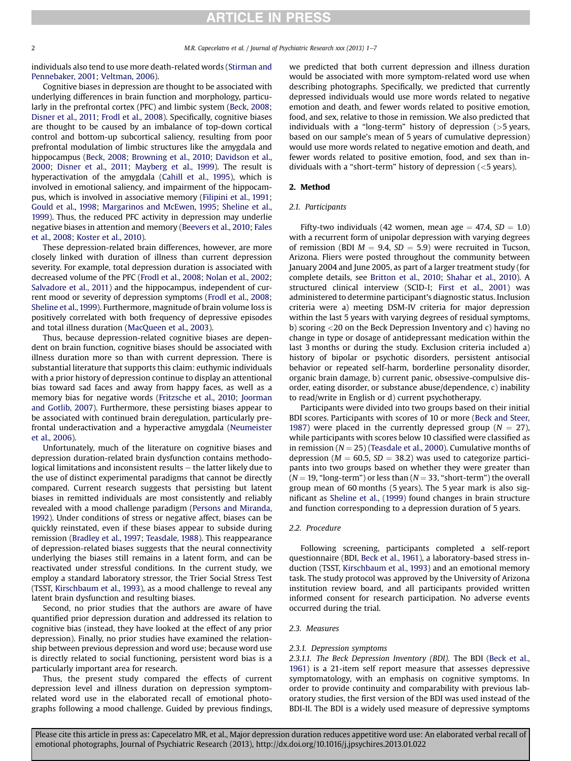individuals also tend to use more death-related words (Stirman and Pennebaker, 2001; Veltman, 2006).

Cognitive biases in depression are thought to be associated with underlying differences in brain function and morphology, particularly in the prefrontal cortex (PFC) and limbic system (Beck, 2008; Disner et al., 2011; Frodl et al., 2008). Specifically, cognitive biases are thought to be caused by an imbalance of top-down cortical control and bottom-up subcortical saliency, resulting from poor prefrontal modulation of limbic structures like the amygdala and hippocampus (Beck, 2008; Browning et al., 2010; Davidson et al., 2000; Disner et al., 2011; Mayberg et al., 1999). The result is hyperactivation of the amygdala (Cahill et al., 1995), which is involved in emotional saliency, and impairment of the hippocampus, which is involved in associative memory (Filipini et al., 1991; Gould et al., 1998; Margarinos and McEwen, 1995; Sheline et al., 1999). Thus, the reduced PFC activity in depression may underlie negative biases in attention and memory (Beevers et al., 2010; Fales et al., 2008; Koster et al., 2010).

These depression-related brain differences, however, are more closely linked with duration of illness than current depression severity. For example, total depression duration is associated with decreased volume of the PFC (Frodl et al., 2008; Nolan et al., 2002; Salvadore et al., 2011) and the hippocampus, independent of current mood or severity of depression symptoms (Frodl et al., 2008; Sheline et al., 1999). Furthermore, magnitude of brain volume loss is positively correlated with both frequency of depressive episodes and total illness duration (MacQueen et al., 2003).

Thus, because depression-related cognitive biases are dependent on brain function, cognitive biases should be associated with illness duration more so than with current depression. There is substantial literature that supports this claim: euthymic individuals with a prior history of depression continue to display an attentional bias toward sad faces and away from happy faces, as well as a memory bias for negative words (Fritzsche et al., 2010; Joorman and Gotlib, 2007). Furthermore, these persisting biases appear to be associated with continued brain deregulation, particularly prefrontal underactivation and a hyperactive amygdala (Neumeister et al., 2006).

Unfortunately, much of the literature on cognitive biases and depression duration-related brain dysfunction contains methodological limitations and inconsistent results – the latter likely due to the use of distinct experimental paradigms that cannot be directly compared. Current research suggests that persisting but latent biases in remitted individuals are most consistently and reliably revealed with a mood challenge paradigm (Persons and Miranda, 1992). Under conditions of stress or negative affect, biases can be quickly reinstated, even if these biases appear to subside during remission (Bradley et al., 1997; Teasdale, 1988). This reappearance of depression-related biases suggests that the neural connectivity underlying the biases still remains in a latent form, and can be reactivated under stressful conditions. In the current study, we employ a standard laboratory stressor, the Trier Social Stress Test (TSST, Kirschbaum et al., 1993), as a mood challenge to reveal any latent brain dysfunction and resulting biases.

Second, no prior studies that the authors are aware of have quantified prior depression duration and addressed its relation to cognitive bias (instead, they have looked at the effect of any prior depression). Finally, no prior studies have examined the relationship between previous depression and word use; because word use is directly related to social functioning, persistent word bias is a particularly important area for research.

Thus, the present study compared the effects of current depression level and illness duration on depression symptom-related word use in the elaborated recall of emotional photographs following a mood challenge. Guided by previous findings, we predicted that both current depression and illness duration would be associated with more symptom-related word use when describing photographs. Specifically, we predicted that currently depressed individuals would use more words related to negative emotion and death, and fewer words related to positive emotion, food, and sex, relative to those in remission. We also predicted that individuals with a "long-term" history of depression (>5 years, based on our sample's mean of 5 years of cumulative depression) would use more words related to negative emotion and death, and fewer words related to positive emotion, food, and sex than individuals with a "short-term" history of depression (<5 years).

## 2. Method

### 2.1. Participants

Fifty-two individuals (42 women, mean age = 47.4, $SD = 1.0$) with a recurrent form of unipolar depression with varying degrees of remission (BDI $M = 9.4$, $SD = 5.9$) were recruited in Tucson, Arizona. Fliers were posted throughout the community between January 2004 and June 2005, as part of a larger treatment study (for complete details, see Britton et al., 2010; Shahar et al., 2010). A structured clinical interview (SCID-I; First et al., 2001) was administered to determine participant's diagnostic status. Inclusion criteria were a) meeting DSM-IV criteria for major depression within the last 5 years with varying degrees of residual symptoms, b) scoring <20 on the Beck Depression Inventory and c) having no change in type or dosage of antidepressant medication within the last 3 months or during the study. Exclusion criteria included a) history of bipolar or psychotic disorders, persistent antisocial behavior or repeated self-harm, borderline personality disorder, organic brain damage, b) current panic, obsessive-compulsive disorder, eating disorder, or substance abuse/dependence, c) inability to read/write in English or d) current psychotherapy.

Participants were divided into two groups based on their initial BDI scores. Participants with scores of 10 or more (Beck and Steer, 1987) were placed in the currently depressed group ($N = 27$), while participants with scores below 10 classified were classified as in remission ($N = 25$) (Teasdale et al., 2000). Cumulative months of depression ($M = 60.5$, $SD = 38.2$) was used to categorize participants into two groups based on whether they were greater than ($N = 19$, "long-term") or less than ($N = 33$, "short-term") the overall group mean of 60 months (5 years). The 5 year mark is also significant as Sheline et al., (1999) found changes in brain structure and function corresponding to a depression duration of 5 years.

### 2.2. Procedure

Following screening, participants completed a self-report questionnaire (BDI, Beck et al., 1961), a laboratory-based stress induction (TSST, Kirschbaum et al., 1993) and an emotional memory task. The study protocol was approved by the University of Arizona institution review board, and all participants provided written informed consent for research participation. No adverse events occurred during the trial.

### 2.3. Measures

#### 2.3.1. Depression symptoms

*2.3.1.1. The Beck Depression Inventory (BDI).* The BDI (Beck et al., 1961) is a 21-item self report measure that assesses depressive symptomatology, with an emphasis on cognitive symptoms. In order to provide continuity and comparability with previous laboratory studies, the first version of the BDI was used instead of the BDI-II. The BDI is a widely used measure of depressive symptoms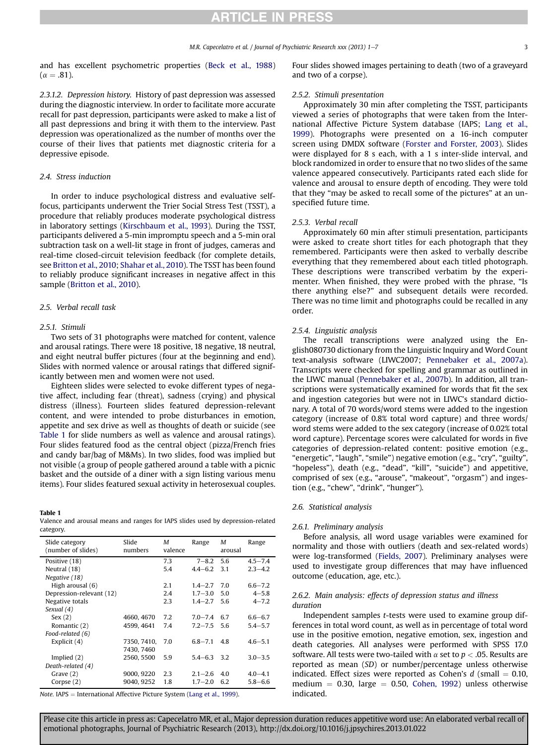and has excellent psychometric properties (Beck et al., 1988) ($\alpha = .81$).

*2.3.1.2. Depression history.* History of past depression was assessed during the diagnostic interview. In order to facilitate more accurate recall for past depression, participants were asked to make a list of all past depressions and bring it with them to the interview. Past depression was operationalized as the number of months over the course of their lives that patients met diagnostic criteria for a depressive episode.

### 2.4. Stress induction

In order to induce psychological distress and evaluative self-focus, participants underwent the Trier Social Stress Test (TSST), a procedure that reliably produces moderate psychological distress in laboratory settings (Kirschbaum et al., 1993). During the TSST, participants delivered a 5-min impromptu speech and a 5-min oral subtraction task on a well-lit stage in front of judges, cameras and real-time closed-circuit television feedback (for complete details, see Britton et al., 2010; Shahar et al., 2010). The TSST has been found to reliably produce significant increases in negative affect in this sample (Britton et al., 2010).

### 2.5. Verbal recall task

*2.5.1. Stimuli*

Two sets of 31 photographs were matched for content, valence and arousal ratings. There were 18 positive, 18 negative, 18 neutral, and eight neutral buffer pictures (four at the beginning and end). Slides with normed valence or arousal ratings that differed significantly between men and women were not used.

Eighteen slides were selected to evoke different types of negative affect, including fear (threat), sadness (crying) and physical distress (illness). Fourteen slides featured depression-relevant content, and were intended to probe disturbances in emotion, appetite and sex drive as well as thoughts of death or suicide (see Table 1 for slide numbers as well as valence and arousal ratings). Four slides featured food as the central object (pizza/French fries and candy bar/bag of M&Ms). In two slides, food was implied but not visible (a group of people gathered around a table with a picnic basket and the outside of a diner with a sign listing various menu items). Four slides featured sexual activity in heterosexual couples.

**Table 1**
Valence and arousal means and ranges for IAPS slides used by depression-related category.

| Slide category (number of slides) | Slide numbers | M valence | Range | M arousal | Range |
|---|---|---|---|---|---|
| Positive (18) | | 7.3 | 7–8.2 | 5.6 | 4.5–7.4 |
| Neutral (18) | | 5.4 | 4.4–6.2 | 3.1 | 2.3–4.2 |
| *Negative (18)* | | | | | |
| High arousal (6) | | 2.1 | 1.4–2.7 | 7.0 | 6.6–7.2 |
| Depression-relevant (12) | | 2.4 | 1.7–3.0 | 5.0 | 4–5.8 |
| Negative totals | | 2.3 | 1.4–2.7 | 5.6 | 4–7.2 |
| *Sexual (4)* | | | | | |
| Sex (2) | 4660, 4670 | 7.2 | 7.0–7.4 | 6.7 | 6.6–6.7 |
| Romantic (2) | 4599, 4641 | 7.4 | 7.2–7.5 | 5.6 | 5.4–5.7 |
| *Food-related (6)* | | | | | |
| Explicit (4) | 7350, 7410, 7430, 7460 | 7.0 | 6.8–7.1 | 4.8 | 4.6–5.1 |
| Implied (2) | 2560, 5500 | 5.9 | 5.4–6.3 | 3.2 | 3.0–3.5 |
| *Death-related (4)* | | | | | |
| Grave (2) | 9000, 9220 | 2.3 | 2.1–2.6 | 4.0 | 4.0–4.1 |
| Corpse (2) | 9040, 9252 | 1.8 | 1.7–2.0 | 6.2 | 5.8–6.6 |

*Note.* IAPS = International Affective Picture System (Lang et al., 1999).

Four slides showed images pertaining to death (two of a graveyard and two of a corpse).

*2.5.2. Stimuli presentation*

Approximately 30 min after completing the TSST, participants viewed a series of photographs that were taken from the International Affective Picture System database (IAPS; Lang et al., 1999). Photographs were presented on a 16-inch computer screen using DMDX software (Forster and Forster, 2003). Slides were displayed for 8 s each, with a 1 s inter-slide interval, and block randomized in order to ensure that no two slides of the same valence appeared consecutively. Participants rated each slide for valence and arousal to ensure depth of encoding. They were told that they "may be asked to recall some of the pictures" at an unspecified future time.

*2.5.3. Verbal recall*

Approximately 60 min after stimuli presentation, participants were asked to create short titles for each photograph that they remembered. Participants were then asked to verbally describe everything that they remembered about each titled photograph. These descriptions were transcribed verbatim by the experimenter. When finished, they were probed with the phrase, "Is there anything else?" and subsequent details were recorded. There was no time limit and photographs could be recalled in any order.

*2.5.4. Linguistic analysis*

The recall transcriptions were analyzed using the English080730 dictionary from the Linguistic Inquiry and Word Count text-analysis software (LIWC2007; Pennebaker et al., 2007a). Transcripts were checked for spelling and grammar as outlined in the LIWC manual (Pennebaker et al., 2007b). In addition, all transcriptions were systematically examined for words that fit the sex and ingestion categories but were not in LIWC's standard dictionary. A total of 70 words/word stems were added to the ingestion category (increase of 0.8% total word capture) and three words/word stems were added to the sex category (increase of 0.02% total word capture). Percentage scores were calculated for words in five categories of depression-related content: positive emotion (e.g., "energetic", "laugh", "smile") negative emotion (e.g., "cry", "guilty", "hopeless"), death (e.g., "dead", "kill", "suicide") and appetitive, comprised of sex (e.g., "arouse", "makeout", "orgasm") and ingestion (e.g., "chew", "drink", "hunger").

### 2.6. Statistical analysis

*2.6.1. Preliminary analysis*

Before analysis, all word usage variables were examined for normality and those with outliers (death and sex-related words) were log-transformed (Fields, 2007). Preliminary analyses were used to investigate group differences that may have influenced outcome (education, age, etc.).

*2.6.2. Main analysis: effects of depression status and illness duration*

Independent samples *t*-tests were used to examine group differences in total word count, as well as in percentage of total word use in the positive emotion, negative emotion, sex, ingestion and death categories. All analyses were performed with SPSS 17.0 software. All tests were two-tailed with $\alpha$ set to $p < .05$. Results are reported as mean (*SD*) or number/percentage unless otherwise indicated. Effect sizes were reported as Cohen's *d* (small = 0.10, medium = 0.30, large = 0.50, Cohen, 1992) unless otherwise indicated.

Please cite this article in press as: Capecelatro MR, et al., Major depression duration reduces appetitive word use: An elaborated verbal recall of emotional photographs, Journal of Psychiatric Research (2013), http://dx.doi.org/10.1016/j.jpsychires.2013.01.022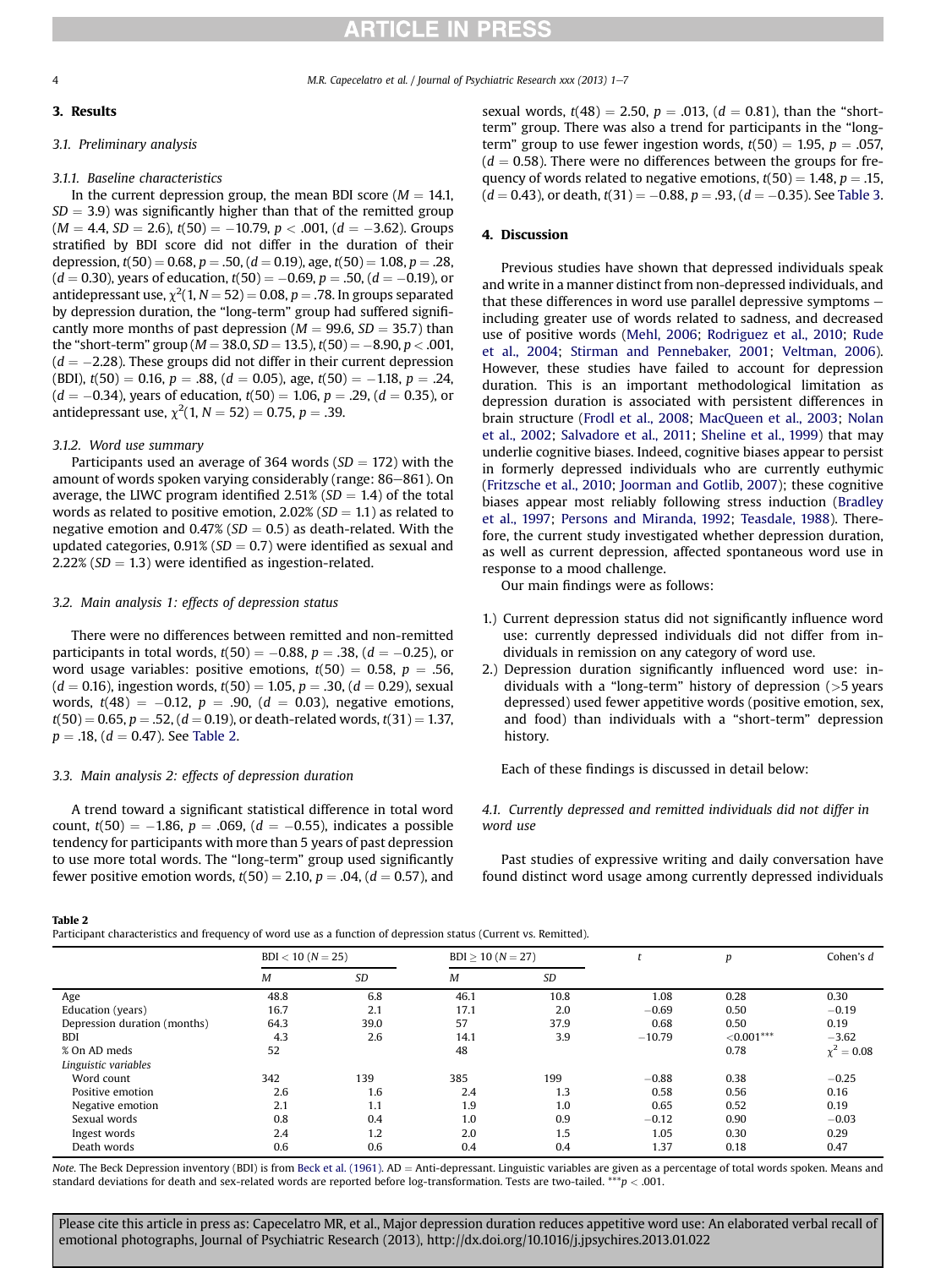## 3. Results

### 3.1. Preliminary analysis

#### 3.1.1. Baseline characteristics

In the current depression group, the mean BDI score ($M = 14.1$, $SD = 3.9$) was significantly higher than that of the remitted group ($M = 4.4$, $SD = 2.6$), $t(50) = -10.79$, $p < .001$, ($d = -3.62$). Groups stratified by BDI score did not differ in the duration of their depression, $t(50) = 0.68$, $p = .50$, ($d = 0.19$), age, $t(50) = 1.08$, $p = .28$, ($d = 0.30$), years of education, $t(50) = -0.69$, $p = .50$, ($d = -0.19$), or antidepressant use, $\chi^2(1, N = 52) = 0.08$, $p = .78$. In groups separated by depression duration, the "long-term" group had suffered significantly more months of past depression ($M = 99.6$, $SD = 35.7$) than the "short-term" group ($M = 38.0$, $SD = 13.5$), $t(50) = -8.90$, $p < .001$, ($d = -2.28$). These groups did not differ in their current depression (BDI), $t(50) = 0.16$, $p = .88$, ($d = 0.05$), age, $t(50) = -1.18$, $p = .24$, ($d = -0.34$), years of education, $t(50) = 1.06$, $p = .29$, ($d = 0.35$), or antidepressant use, $\chi^2(1, N = 52) = 0.75$, $p = .39$.

#### 3.1.2. Word use summary

Participants used an average of 364 words ($SD = 172$) with the amount of words spoken varying considerably (range: 86–861). On average, the LIWC program identified 2.51% ($SD = 1.4$) of the total words as related to positive emotion, 2.02% ($SD = 1.1$) as related to negative emotion and 0.47% ($SD = 0.5$) as death-related. With the updated categories, 0.91% ($SD = 0.7$) were identified as sexual and 2.22% ($SD = 1.3$) were identified as ingestion-related.

### 3.2. Main analysis 1: effects of depression status

There were no differences between remitted and non-remitted participants in total words, $t(50) = -0.88$, $p = .38$, ($d = -0.25$), or word usage variables: positive emotions, $t(50) = 0.58$, $p = .56$, ($d = 0.16$), ingestion words, $t(50) = 1.05$, $p = .30$, ($d = 0.29$), sexual words, $t(48) = -0.12$, $p = .90$, ($d = 0.03$), negative emotions, $t(50) = 0.65$, $p = .52$, ($d = 0.19$), or death-related words, $t(31) = 1.37$, $p = .18$, ($d = 0.47$). See Table 2.

### 3.3. Main analysis 2: effects of depression duration

A trend toward a significant statistical difference in total word count, $t(50) = -1.86$, $p = .069$, ($d = -0.55$), indicates a possible tendency for participants with more than 5 years of past depression to use more total words. The "long-term" group used significantly fewer positive emotion words, $t(50) = 2.10$, $p = .04$, ($d = 0.57$), and sexual words, $t(48) = 2.50$, $p = .013$, ($d = 0.81$), than the "short-term" group. There was also a trend for participants in the "long-term" group to use fewer ingestion words, $t(50) = 1.95$, $p = .057$, ($d = 0.58$). There were no differences between the groups for frequency of words related to negative emotions, $t(50) = 1.48$, $p = .15$, ($d = 0.43$), or death, $t(31) = -0.88$, $p = .93$, ($d = -0.35$). See Table 3.

## 4. Discussion

Previous studies have shown that depressed individuals speak and write in a manner distinct from non-depressed individuals, and that these differences in word use parallel depressive symptoms – including greater use of words related to sadness, and decreased use of positive words (Mehl, 2006; Rodriguez et al., 2010; Rude et al., 2004; Stirman and Pennebaker, 2001; Veltman, 2006). However, these studies have failed to account for depression duration. This is an important methodological limitation as depression duration is associated with persistent differences in brain structure (Frodl et al., 2008; MacQueen et al., 2003; Nolan et al., 2002; Salvadore et al., 2011; Sheline et al., 1999) that may underlie cognitive biases. Indeed, cognitive biases appear to persist in formerly depressed individuals who are currently euthymic (Fritzsche et al., 2010; Joorman and Gotlib, 2007); these cognitive biases appear most reliably following stress induction (Bradley et al., 1997; Persons and Miranda, 1992; Teasdale, 1988). Therefore, the current study investigated whether depression duration, as well as current depression, affected spontaneous word use in response to a mood challenge.

Our main findings were as follows:

1.) Current depression status did not significantly influence word use: currently depressed individuals did not differ from individuals in remission on any category of word use.
2.) Depression duration significantly influenced word use: individuals with a "long-term" history of depression (>5 years depressed) used fewer appetitive words (positive emotion, sex, and food) than individuals with a "short-term" depression history.

Each of these findings is discussed in detail below:

### 4.1. Currently depressed and remitted individuals did not differ in word use

Past studies of expressive writing and daily conversation have found distinct word usage among currently depressed individuals

**Table 2**
Participant characteristics and frequency of word use as a function of depression status (Current vs. Remitted).

| | BDI < 10 ($N = 25$) | | BDI ≥ 10 ($N = 27$) | | $t$ | $p$ | Cohen's $d$ |
|---|---|---|---|---|---|---|---|
| | $M$ | $SD$ | $M$ | $SD$ | | | |
| Age | 48.8 | 6.8 | 46.1 | 10.8 | 1.08 | 0.28 | 0.30 |
| Education (years) | 16.7 | 2.1 | 17.1 | 2.0 | −0.69 | 0.50 | −0.19 |
| Depression duration (months) | 64.3 | 39.0 | 57 | 37.9 | 0.68 | 0.50 | 0.19 |
| BDI | 4.3 | 2.6 | 14.1 | 3.9 | −10.79 | <0.001*** | −3.62 |
| % On AD meds | 52 | | 48 | | | 0.78 | $\chi^2 = 0.08$ |
| *Linguistic variables* | | | | | | | |
| Word count | 342 | 139 | 385 | 199 | −0.88 | 0.38 | −0.25 |
| Positive emotion | 2.6 | 1.6 | 2.4 | 1.3 | 0.58 | 0.56 | 0.16 |
| Negative emotion | 2.1 | 1.1 | 1.9 | 1.0 | 0.65 | 0.52 | 0.19 |
| Sexual words | 0.8 | 0.4 | 1.0 | 0.9 | −0.12 | 0.90 | −0.03 |
| Ingest words | 2.4 | 1.2 | 2.0 | 1.5 | 1.05 | 0.30 | 0.29 |
| Death words | 0.6 | 0.6 | 0.4 | 0.4 | 1.37 | 0.18 | 0.47 |

*Note.* The Beck Depression inventory (BDI) is from Beck et al. (1961). AD = Anti-depressant. Linguistic variables are given as a percentage of total words spoken. Means and standard deviations for death and sex-related words are reported before log-transformation. Tests are two-tailed. ***$p < .001$.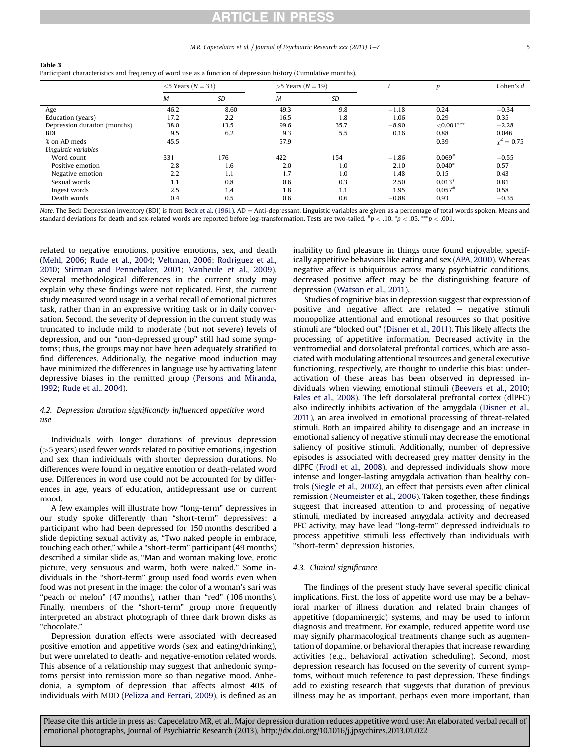**Table 3**
Participant characteristics and frequency of word use as a function of depression history (Cumulative months).

| | ≤5 Years (N = 33) | | >5 Years (N = 19) | | t | p | Cohen's d |
|---|---|---|---|---|---|---|---|
| | M | SD | M | SD | | | |
| Age | 46.2 | 8.60 | 49.3 | 9.8 | −1.18 | 0.24 | −0.34 |
| Education (years) | 17.2 | 2.2 | 16.5 | 1.8 | 1.06 | 0.29 | 0.35 |
| Depression duration (months) | 38.0 | 13.5 | 99.6 | 35.7 | −8.90 | <0.001*** | −2.28 |
| BDI | 9.5 | 6.2 | 9.3 | 5.5 | 0.16 | 0.88 | 0.046 |
| % on AD meds | 45.5 | | 57.9 | | | 0.39 | $\chi^2 = 0.75$ |
| *Linguistic variables* | | | | | | | |
| Word count | 331 | 176 | 422 | 154 | −1.86 | 0.069# | −0.55 |
| Positive emotion | 2.8 | 1.6 | 2.0 | 1.0 | 2.10 | 0.040* | 0.57 |
| Negative emotion | 2.2 | 1.1 | 1.7 | 1.0 | 1.48 | 0.15 | 0.43 |
| Sexual words | 1.1 | 0.8 | 0.6 | 0.3 | 2.50 | 0.013* | 0.81 |
| Ingest words | 2.5 | 1.4 | 1.8 | 1.1 | 1.95 | 0.057# | 0.58 |
| Death words | 0.4 | 0.5 | 0.6 | 0.6 | −0.88 | 0.93 | −0.35 |

*Note.* The Beck Depression inventory (BDI) is from Beck et al. (1961). AD = Anti-depressant. Linguistic variables are given as a percentage of total words spoken. Means and standard deviations for death and sex-related words are reported before log-transformation. Tests are two-tailed. #$p < .10$. *$p < .05$. ***$p < .001$.

related to negative emotions, positive emotions, sex, and death (Mehl, 2006; Rude et al., 2004; Veltman, 2006; Rodriguez et al., 2010; Stirman and Pennebaker, 2001; Vanheule et al., 2009). Several methodological differences in the current study may explain why these findings were not replicated. First, the current study measured word usage in a verbal recall of emotional pictures task, rather than in an expressive writing task or in daily conversation. Second, the severity of depression in the current study was truncated to include mild to moderate (but not severe) levels of depression, and our "non-depressed group" still had some symptoms; thus, the groups may not have been adequately stratified to find differences. Additionally, the negative mood induction may have minimized the differences in language use by activating latent depressive biases in the remitted group (Persons and Miranda, 1992; Rude et al., 2004).

### 4.2. Depression duration significantly influenced appetitive word use

Individuals with longer durations of previous depression (>5 years) used fewer words related to positive emotions, ingestion and sex than individuals with shorter depression durations. No differences were found in negative emotion or death-related word use. Differences in word use could not be accounted for by differences in age, years of education, antidepressant use or current mood.

A few examples will illustrate how "long-term" depressives in our study spoke differently than "short-term" depressives: a participant who had been depressed for 150 months described a slide depicting sexual activity as, "Two naked people in embrace, touching each other," while a "short-term" participant (49 months) described a similar slide as, "Man and woman making love, erotic picture, very sensuous and warm, both were naked." Some individuals in the "short-term" group used food words even when food was not present in the image: the color of a woman's sari was "peach or melon" (47 months), rather than "red" (106 months). Finally, members of the "short-term" group more frequently interpreted an abstract photograph of three dark brown disks as "chocolate."

Depression duration effects were associated with decreased positive emotion and appetitive words (sex and eating/drinking), but were unrelated to death- and negative-emotion related words. This absence of a relationship may suggest that anhedonic symptoms persist into remission more so than negative mood. Anhedonia, a symptom of depression that affects almost 40% of individuals with MDD (Pelizza and Ferrari, 2009), is defined as an inability to find pleasure in things once found enjoyable, specifically appetitive behaviors like eating and sex (APA, 2000). Whereas negative affect is ubiquitous across many psychiatric conditions, decreased positive affect may be the distinguishing feature of depression (Watson et al., 2011).

Studies of cognitive bias in depression suggest that expression of positive and negative affect are related – negative stimuli monopolize attentional and emotional resources so that positive stimuli are "blocked out" (Disner et al., 2011). This likely affects the processing of appetitive information. Decreased activity in the ventromedial and dorsolateral prefrontal cortices, which are associated with modulating attentional resources and general executive functioning, respectively, are thought to underlie this bias: underactivation of these areas has been observed in depressed individuals when viewing emotional stimuli (Beevers et al., 2010; Fales et al., 2008). The left dorsolateral prefrontal cortex (dlPFC) also indirectly inhibits activation of the amygdala (Disner et al., 2011), an area involved in emotional processing of threat-related stimuli. Both an impaired ability to disengage and an increase in emotional saliency of negative stimuli may decrease the emotional saliency of positive stimuli. Additionally, number of depressive episodes is associated with decreased grey matter density in the dlPFC (Frodl et al., 2008), and depressed individuals show more intense and longer-lasting amygdala activation than healthy controls (Siegle et al., 2002), an effect that persists even after clinical remission (Neumeister et al., 2006). Taken together, these findings suggest that increased attention to and processing of negative stimuli, mediated by increased amygdala activity and decreased PFC activity, may have lead "long-term" depressed individuals to process appetitive stimuli less effectively than individuals with "short-term" depression histories.

### 4.3. Clinical significance

The findings of the present study have several specific clinical implications. First, the loss of appetite word use may be a behavioral marker of illness duration and related brain changes of appetitive (dopaminergic) systems, and may be used to inform diagnosis and treatment. For example, reduced appetite word use may signify pharmacological treatments change such as augmentation of dopamine, or behavioral therapies that increase rewarding activities (e.g., behavioral activation scheduling). Second, most depression research has focused on the severity of current symptoms, without much reference to past depression. These findings add to existing research that suggests that duration of previous illness may be as important, perhaps even more important, than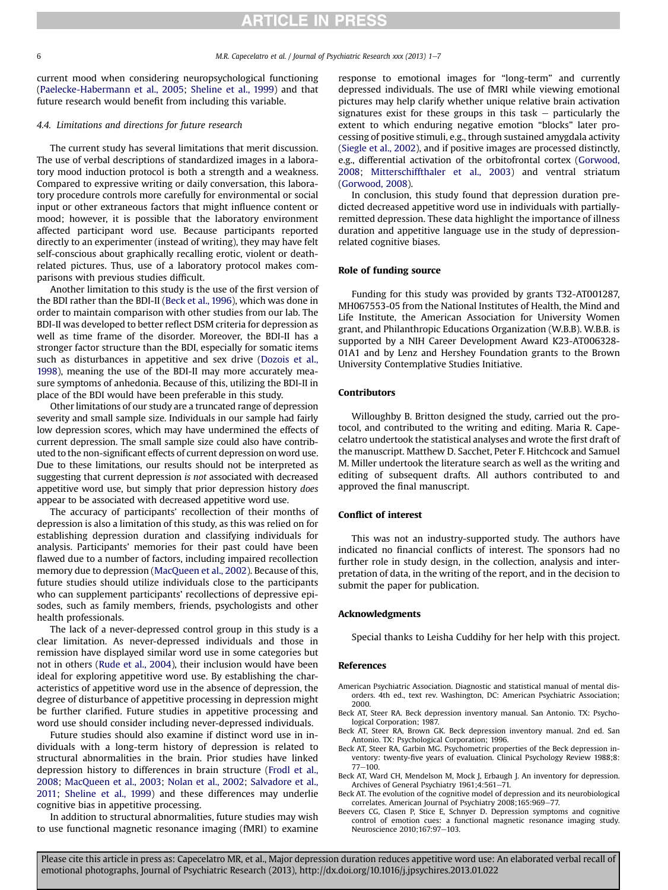current mood when considering neuropsychological functioning (Paelecke-Habermann et al., 2005; Sheline et al., 1999) and that future research would benefit from including this variable.

### 4.4. Limitations and directions for future research

The current study has several limitations that merit discussion. The use of verbal descriptions of standardized images in a laboratory mood induction protocol is both a strength and a weakness. Compared to expressive writing or daily conversation, this laboratory procedure controls more carefully for environmental or social input or other extraneous factors that might influence content or mood; however, it is possible that the laboratory environment affected participant word use. Because participants reported directly to an experimenter (instead of writing), they may have felt self-conscious about graphically recalling erotic, violent or death-related pictures. Thus, use of a laboratory protocol makes comparisons with previous studies difficult.

Another limitation to this study is the use of the first version of the BDI rather than the BDI-II (Beck et al., 1996), which was done in order to maintain comparison with other studies from our lab. The BDI-II was developed to better reflect DSM criteria for depression as well as time frame of the disorder. Moreover, the BDI-II has a stronger factor structure than the BDI, especially for somatic items such as disturbances in appetitive and sex drive (Dozois et al., 1998), meaning the use of the BDI-II may more accurately measure symptoms of anhedonia. Because of this, utilizing the BDI-II in place of the BDI would have been preferable in this study.

Other limitations of our study are a truncated range of depression severity and small sample size. Individuals in our sample had fairly low depression scores, which may have undermined the effects of current depression. The small sample size could also have contributed to the non-significant effects of current depression on word use. Due to these limitations, our results should not be interpreted as suggesting that current depression *is not* associated with decreased appetitive word use, but simply that prior depression history *does* appear to be associated with decreased appetitive word use.

The accuracy of participants' recollection of their months of depression is also a limitation of this study, as this was relied on for establishing depression duration and classifying individuals for analysis. Participants' memories for their past could have been flawed due to a number of factors, including impaired recollection memory due to depression (MacQueen et al., 2002). Because of this, future studies should utilize individuals close to the participants who can supplement participants' recollections of depressive episodes, such as family members, friends, psychologists and other health professionals.

The lack of a never-depressed control group in this study is a clear limitation. As never-depressed individuals and those in remission have displayed similar word use in some categories but not in others (Rude et al., 2004), their inclusion would have been ideal for exploring appetitive word use. By establishing the characteristics of appetitive word use in the absence of depression, the degree of disturbance of appetitive processing in depression might be further clarified. Future studies in appetitive processing and word use should consider including never-depressed individuals.

Future studies should also examine if distinct word use in individuals with a long-term history of depression is related to structural abnormalities in the brain. Prior studies have linked depression history to differences in brain structure (Frodl et al., 2008; MacQueen et al., 2003; Nolan et al., 2002; Salvadore et al., 2011; Sheline et al., 1999) and these differences may underlie cognitive bias in appetitive processing.

In addition to structural abnormalities, future studies may wish to use functional magnetic resonance imaging (fMRI) to examine response to emotional images for "long-term" and currently depressed individuals. The use of fMRI while viewing emotional pictures may help clarify whether unique relative brain activation signatures exist for these groups in this task – particularly the extent to which enduring negative emotion "blocks" later processing of positive stimuli, e.g., through sustained amygdala activity (Siegle et al., 2002), and if positive images are processed distinctly, e.g., differential activation of the orbitofrontal cortex (Gorwood, 2008; Mitterschiffthaler et al., 2003) and ventral striatum (Gorwood, 2008).

In conclusion, this study found that depression duration predicted decreased appetitive word use in individuals with partially-remitted depression. These data highlight the importance of illness duration and appetitive language use in the study of depression-related cognitive biases.

## Role of funding source

Funding for this study was provided by grants T32-AT001287, MH067553-05 from the National Institutes of Health, the Mind and Life Institute, the American Association for University Women grant, and Philanthropic Educations Organization (W.B.B). W.B.B. is supported by a NIH Career Development Award K23-AT006328-01A1 and by Lenz and Hershey Foundation grants to the Brown University Contemplative Studies Initiative.

## Contributors

Willoughby B. Britton designed the study, carried out the protocol, and contributed to the writing and editing. Maria R. Capecelatro undertook the statistical analyses and wrote the first draft of the manuscript. Matthew D. Sacchet, Peter F. Hitchcock and Samuel M. Miller undertook the literature search as well as the writing and editing of subsequent drafts. All authors contributed to and approved the final manuscript.

## Conflict of interest

This was not an industry-supported study. The authors have indicated no financial conflicts of interest. The sponsors had no further role in study design, in the collection, analysis and interpretation of data, in the writing of the report, and in the decision to submit the paper for publication.

## Acknowledgments

Special thanks to Leisha Cuddihy for her help with this project.

## References

American Psychiatric Association. Diagnostic and statistical manual of mental disorders. 4th ed., text rev. Washington, DC: American Psychiatric Association; 2000.

Beck AT, Steer RA. Beck depression inventory manual. San Antonio. TX: Psychological Corporation; 1987.

Beck AT, Steer RA, Brown GK. Beck depression inventory manual. 2nd ed. San Antonio. TX: Psychological Corporation; 1996.

Beck AT, Steer RA, Garbin MG. Psychometric properties of the Beck depression inventory: twenty-five years of evaluation. Clinical Psychology Review 1988;8:77–100.

Beck AT, Ward CH, Mendelson M, Mock J, Erbaugh J. An inventory for depression. Archives of General Psychiatry 1961;4:561–71.

Beck AT. The evolution of the cognitive model of depression and its neurobiological correlates. American Journal of Psychiatry 2008;165:969–77.

Beevers CG, Clasen P, Stice E, Schnyer D. Depression symptoms and cognitive control of emotion cues: a functional magnetic resonance imaging study. Neuroscience 2010;167:97–103.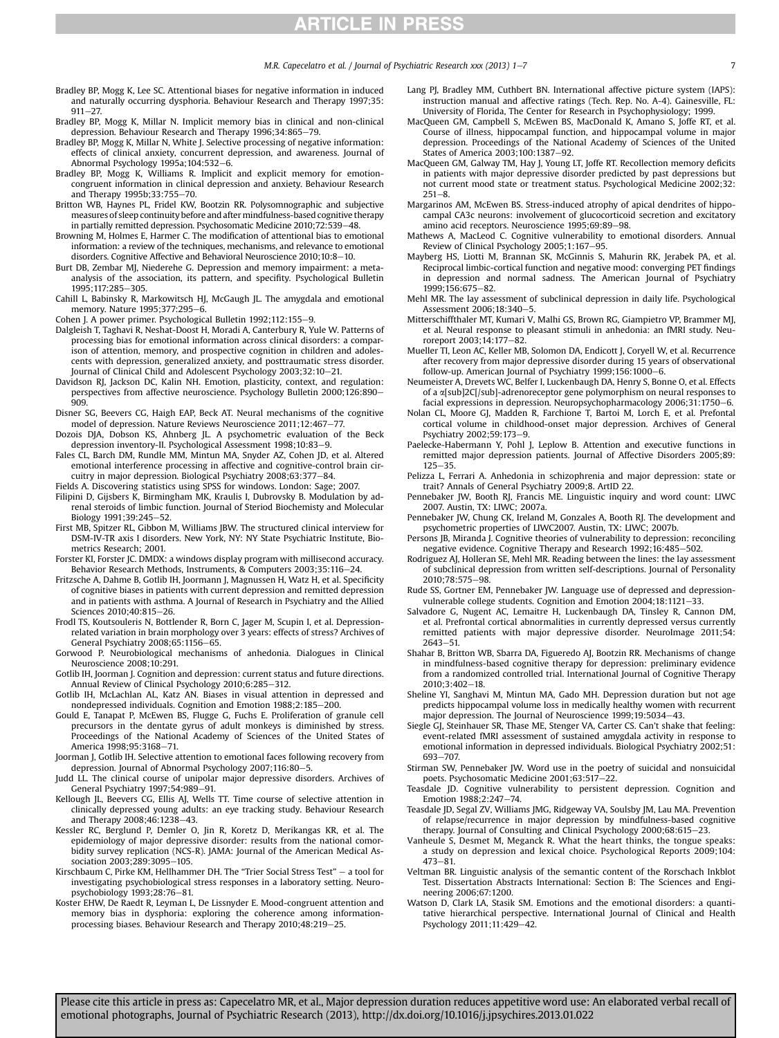Bradley BP, Mogg K, Lee SC. Attentional biases for negative information in induced and naturally occurring dysphoria. Behaviour Research and Therapy 1997;35: 911–27.

Bradley BP, Mogg K, Millar N. Implicit memory bias in clinical and non-clinical depression. Behaviour Research and Therapy 1996;34:865–79.

Bradley BP, Mogg K, Millar N, White J. Selective processing of negative information: effects of clinical anxiety, concurrent depression, and awareness. Journal of Abnormal Psychology 1995a;104:532–6.

Bradley BP, Mogg K, Williams R. Implicit and explicit memory for emotion-congruent information in clinical depression and anxiety. Behaviour Research and Therapy 1995b;33:755–70.

Britton WB, Haynes PL, Fridel KW, Bootzin RR. Polysomnographic and subjective measures of sleep continuity before and after mindfulness-based cognitive therapy in partially remitted depression. Psychosomatic Medicine 2010;72:539–48.

Browning M, Holmes E, Harmer C. The modification of attentional bias to emotional information: a review of the techniques, mechanisms, and relevance to emotional disorders. Cognitive Affective and Behavioral Neuroscience 2010;10:8–10.

Burt DB, Zembar MJ, Niederehe G. Depression and memory impairment: a meta-analysis of the association, its pattern, and specifity. Psychological Bulletin 1995;117:285–305.

Cahill L, Babinsky R, Markowitsch HJ, McGaugh JL. The amygdala and emotional memory. Nature 1995;377:295–6.

Cohen J. A power primer. Psychological Bulletin 1992;112:155–9.

Dalgleish T, Taghavi R, Neshat-Doost H, Moradi A, Canterbury R, Yule W. Patterns of processing bias for emotional information across clinical disorders: a comparison of attention, memory, and prospective cognition in children and adolescents with depression, generalized anxiety, and posttraumatic stress disorder. Journal of Clinical Child and Adolescent Psychology 2003;32:10–21.

Davidson RJ, Jackson DC, Kalin NH. Emotion, plasticity, context, and regulation: perspectives from affective neuroscience. Psychology Bulletin 2000;126:890–909.

Disner SG, Beevers CG, Haigh EAP, Beck AT. Neural mechanisms of the cognitive model of depression. Nature Reviews Neuroscience 2011;12:467–77.

Dozois DJA, Dobson KS, Ahnberg JL. A psychometric evaluation of the Beck depression inventory-II. Psychological Assessment 1998;10:83–9.

Fales CL, Barch DM, Rundle MM, Mintun MA, Snyder AZ, Cohen JD, et al. Altered emotional interference processing in affective and cognitive-control brain circuitry in major depression. Biological Psychiatry 2008;63:377–84.

Fields A. Discovering statistics using SPSS for windows. London: Sage; 2007.

Filipini D, Gijsbers K, Birmingham MK, Kraulis I, Dubrovsky B. Modulation by adrenal steroids of limbic function. Journal of Steriod Biochemistry and Molecular Biology 1991;39:245–52.

First MB, Spitzer RL, Gibbon M, Williams JBW. The structured clinical interview for DSM-IV-TR axis I disorders. New York, NY: NY State Psychiatric Institute, Biometrics Research; 2001.

Forster KI, Forster JC. DMDX: a windows display program with millisecond accuracy. Behavior Research Methods, Instruments, & Computers 2003;35:116–24.

Fritzsche A, Dahme B, Gotlib IH, Joormann J, Magnussen H, Watz H, et al. Specificity of cognitive biases in patients with current depression and remitted depression and in patients with asthma. A Journal of Research in Psychiatry and the Allied Sciences 2010;40:815–26.

Frodl TS, Koutsouleris N, Bottlender R, Born C, Jager M, Scupin I, et al. Depression-related variation in brain morphology over 3 years: effects of stress? Archives of General Psychiatry 2008;65:1156–65.

Gorwood P. Neurobiological mechanisms of anhedonia. Dialogues in Clinical Neuroscience 2008;10:291.

Gotlib IH, Joorman J. Cognition and depression: current status and future directions. Annual Review of Clinical Psychology 2010;6:285–312.

Gotlib IH, McLachlan AL, Katz AN. Biases in visual attention in depressed and nondepressed individuals. Cognition and Emotion 1988;2:185–200.

Gould E, Tanapat P, McEwen BS, Flugge G, Fuchs E. Proliferation of granule cell precursors in the dentate gyrus of adult monkeys is diminished by stress. Proceedings of the National Academy of Sciences of the United States of America 1998;95:3168–71.

Joorman J, Gotlib IH. Selective attention to emotional faces following recovery from depression. Journal of Abnormal Psychology 2007;116:80–5.

Judd LL. The clinical course of unipolar major depressive disorders. Archives of General Psychiatry 1997;54:989–91.

Kellough JL, Beevers CG, Ellis AJ, Wells TT. Time course of selective attention in clinically depressed young adults: an eye tracking study. Behaviour Research and Therapy 2008;46:1238–43.

Kessler RC, Berglund P, Demler O, Jin R, Koretz D, Merikangas KR, et al. The epidemiology of major depressive disorder: results from the national comorbidity survey replication (NCS-R). JAMA: Journal of the American Medical Association 2003;289:3095–105.

Kirschbaum C, Pirke KM, Hellhammer DH. The "Trier Social Stress Test" — a tool for investigating psychobiological stress responses in a laboratory setting. Neuropsychobiology 1993;28:76–81.

Koster EHW, De Raedt R, Leyman L, De Lissnyder E. Mood-congruent attention and memory bias in dysphoria: exploring the coherence among information-processing biases. Behaviour Research and Therapy 2010;48:219–25.

Lang PJ, Bradley MM, Cuthbert BN. International affective picture system (IAPS): instruction manual and affective ratings (Tech. Rep. No. A-4). Gainesville, FL: University of Florida, The Center for Research in Psychophysiology; 1999.

MacQueen GM, Campbell S, McEwen BS, MacDonald K, Amano S, Joffe RT, et al. Course of illness, hippocampal function, and hippocampal volume in major depression. Proceedings of the National Academy of Sciences of the United States of America 2003;100:1387–92.

MacQueen GM, Galway TM, Hay J, Young LT, Joffe RT. Recollection memory deficits in patients with major depressive disorder predicted by past depressions but not current mood state or treatment status. Psychological Medicine 2002;32: 251–8.

Margarinos AM, McEwen BS. Stress-induced atrophy of apical dendrites of hippocampal CA3c neurons: involvement of glucocorticoid secretion and excitatory amino acid receptors. Neuroscience 1995;69:89–98.

Mathews A, MacLeod C. Cognitive vulnerability to emotional disorders. Annual Review of Clinical Psychology 2005;1:167–95.

Mayberg HS, Liotti M, Brannan SK, McGinnis S, Mahurin RK, Jerabek PA, et al. Reciprocal limbic-cortical function and negative mood: converging PET findings in depression and normal sadness. The American Journal of Psychiatry 1999;156:675–82.

Mehl MR. The lay assessment of subclinical depression in daily life. Psychological Assessment 2006;18:340–5.

Mitterschiffthaler MT, Kumari V, Malhi GS, Brown RG, Giampietro VP, Brammer MJ, et al. Neural response to pleasant stimuli in anhedonia: an fMRI study. Neuroreport 2003;14:177–82.

Mueller TI, Leon AC, Keller MB, Solomon DA, Endicott J, Coryell W, et al. Recurrence after recovery from major depressive disorder during 15 years of observational follow-up. American Journal of Psychiatry 1999;156:1000–6.

Neumeister A, Drevets WC, Belfer I, Luckenbaugh DA, Henry S, Bonne O, et al. Effects of a α[sub]2C[/sub]-adrenoreceptor gene polymorphism on neural responses to facial expressions in depression. Neuropsychopharmacology 2006;31:1750–6.

Nolan CL, Moore GJ, Madden R, Farchione T, Bartoi M, Lorch E, et al. Prefrontal cortical volume in childhood-onset major depression. Archives of General Psychiatry 2002;59:173–9.

Paelecke-Habermann Y, Pohl J, Leplow B. Attention and executive functions in remitted major depression patients. Journal of Affective Disorders 2005;89: 125–35.

Pelizza L, Ferrari A. Anhedonia in schizophrenia and major depression: state or trait? Annals of General Psychiatry 2009;8. ArtID 22.

Pennebaker JW, Booth RJ, Francis ME. Linguistic inquiry and word count: LIWC 2007. Austin, TX: LIWC; 2007a.

Pennebaker JW, Chung CK, Ireland M, Gonzales A, Booth RJ. The development and psychometric properties of LIWC2007. Austin, TX: LIWC; 2007b.

Persons JB, Miranda J. Cognitive theories of vulnerability to depression: reconciling negative evidence. Cognitive Therapy and Research 1992;16:485–502.

Rodriguez AJ, Holleran SE, Mehl MR. Reading between the lines: the lay assessment of subclinical depression from written self-descriptions. Journal of Personality 2010;78:575–98.

Rude SS, Gortner EM, Pennebaker JW. Language use of depressed and depression-vulnerable college students. Cognition and Emotion 2004;18:1121–33.

Salvadore G, Nugent AC, Lemaitre H, Luckenbaugh DA, Tinsley R, Cannon DM, et al. Prefrontal cortical abnormalities in currently depressed versus currently remitted patients with major depressive disorder. NeuroImage 2011;54: 2643–51.

Shahar B, Britton WB, Sbarra DA, Figueredo AJ, Bootzin RR. Mechanisms of change in mindfulness-based cognitive therapy for depression: preliminary evidence from a randomized controlled trial. International Journal of Cognitive Therapy 2010;3:402–18.

Sheline YI, Sanghavi M, Mintun MA, Gado MH. Depression duration but not age predicts hippocampal volume loss in medically healthy women with recurrent major depression. The Journal of Neuroscience 1999;19:5034–43.

Siegle GJ, Steinhauer SR, Thase ME, Stenger VA, Carter CS. Can't shake that feeling: event-related fMRI assessment of sustained amygdala activity in response to emotional information in depressed individuals. Biological Psychiatry 2002;51: 693–707.

Stirman SW, Pennebaker JW. Word use in the poetry of suicidal and nonsuicidal poets. Psychosomatic Medicine 2001;63:517–22.

Teasdale JD. Cognitive vulnerability to persistent depression. Cognition and Emotion 1988;2:247–74.

Teasdale JD, Segal ZV, Williams JMG, Ridgeway VA, Soulsby JM, Lau MA. Prevention of relapse/recurrence in major depression by mindfulness-based cognitive therapy. Journal of Consulting and Clinical Psychology 2000;68:615–23.

Vanheule S, Desmet M, Meganck R. What the heart thinks, the tongue speaks: a study on depression and lexical choice. Psychological Reports 2009;104: 473–81.

Veltman BR. Linguistic analysis of the semantic content of the Rorschach Inkblot Test. Dissertation Abstracts International: Section B: The Sciences and Engineering 2006;67:1200.

Watson D, Clark LA, Stasik SM. Emotions and the emotional disorders: a quantitative hierarchical perspective. International Journal of Clinical and Health Psychology 2011;11:429–42.

Please cite this article in press as: Capecelatro MR, et al., Major depression duration reduces appetitive word use: An elaborated verbal recall of emotional photographs, Journal of Psychiatric Research (2013), http://dx.doi.org/10.1016/j.jpsychires.2013.01.022